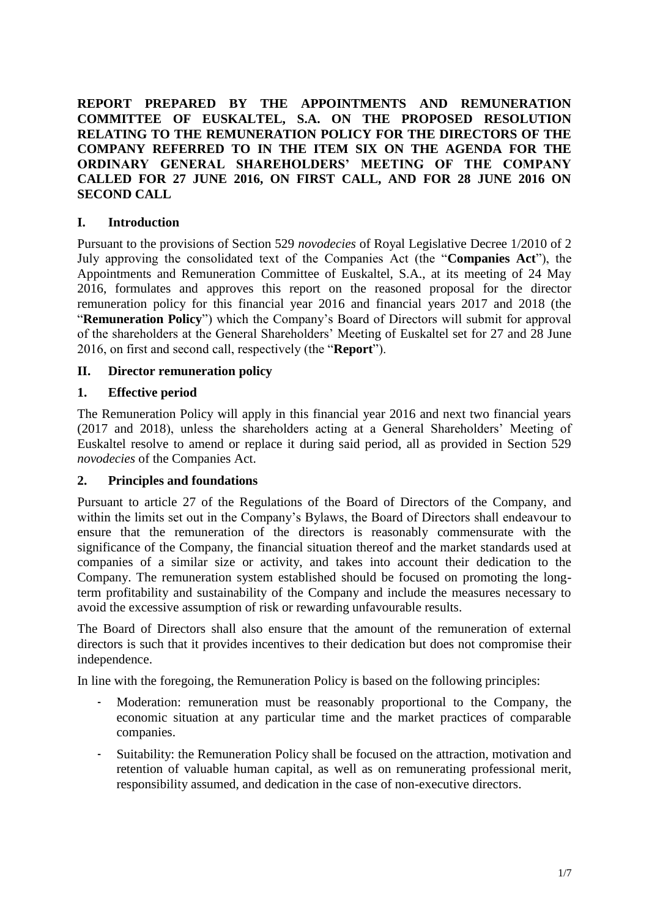**REPORT PREPARED BY THE APPOINTMENTS AND REMUNERATION COMMITTEE OF EUSKALTEL, S.A. ON THE PROPOSED RESOLUTION RELATING TO THE REMUNERATION POLICY FOR THE DIRECTORS OF THE COMPANY REFERRED TO IN THE ITEM SIX ON THE AGENDA FOR THE ORDINARY GENERAL SHAREHOLDERS' MEETING OF THE COMPANY CALLED FOR 27 JUNE 2016, ON FIRST CALL, AND FOR 28 JUNE 2016 ON SECOND CALL**

## I. Introduction

Pursuant to the provisions of Section 529 *novodecies* of Royal Legislative Decree 1/2010 of 2 July approving the consolidated text of the Companies Act (the "**Companies Act**"), the Appointments and Remuneration Committee of Euskaltel, S.A., at its meeting of 24 May 2016, formulates and approves this report on the reasoned proposal for the director remuneration policy for this financial year 2016 and financial years 2017 and 2018 (the "**Remuneration Policy**") which the Company's Board of Directors will submit for approval of the shareholders at the General Shareholders' Meeting of Euskaltel set for 27 and 28 June 2016, on first and second call, respectively (the "**Report**").

## II. Director remuneration policy

### 1. Effective period

The Remuneration Policy will apply in this financial year 2016 and next two financial years (2017 and 2018), unless the shareholders acting at a General Shareholders' Meeting of Euskaltel resolve to amend or replace it during said period, all as provided in Section 529 *novodecies* of the Companies Act.

### 2. Principles and foundations

Pursuant to article 27 of the Regulations of the Board of Directors of the Company, and within the limits set out in the Company's Bylaws, the Board of Directors shall endeavour to ensure that the remuneration of the directors is reasonably commensurate with the significance of the Company, the financial situation thereof and the market standards used at companies of a similar size or activity, and takes into account their dedication to the Company. The remuneration system established should be focused on promoting the long-term profitability and sustainability of the Company and include the measures necessary to avoid the excessive assumption of risk or rewarding unfavourable results.

The Board of Directors shall also ensure that the amount of the remuneration of external directors is such that it provides incentives to their dedication but does not compromise their independence.

In line with the foregoing, the Remuneration Policy is based on the following principles:

- Moderation: remuneration must be reasonably proportional to the Company, the economic situation at any particular time and the market practices of comparable companies.
- Suitability: the Remuneration Policy shall be focused on the attraction, motivation and retention of valuable human capital, as well as on remunerating professional merit, responsibility assumed, and dedication in the case of non-executive directors.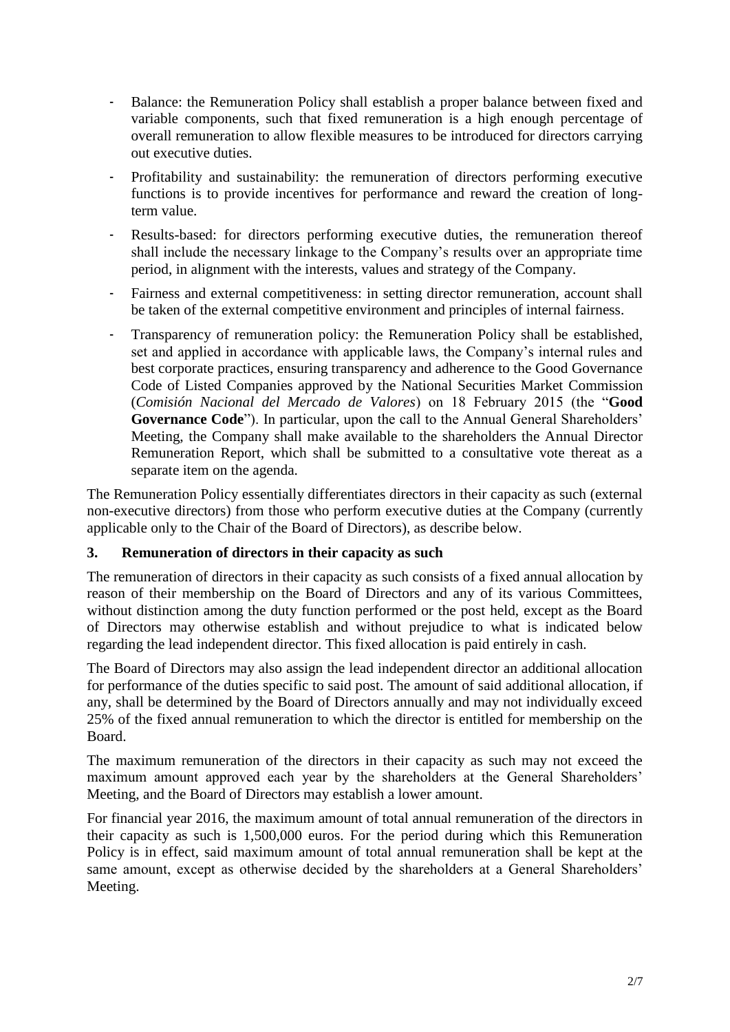- Balance: the Remuneration Policy shall establish a proper balance between fixed and variable components, such that fixed remuneration is a high enough percentage of overall remuneration to allow flexible measures to be introduced for directors carrying out executive duties.
- Profitability and sustainability: the remuneration of directors performing executive functions is to provide incentives for performance and reward the creation of long-term value.
- Results-based: for directors performing executive duties, the remuneration thereof shall include the necessary linkage to the Company's results over an appropriate time period, in alignment with the interests, values and strategy of the Company.
- Fairness and external competitiveness: in setting director remuneration, account shall be taken of the external competitive environment and principles of internal fairness.
- Transparency of remuneration policy: the Remuneration Policy shall be established, set and applied in accordance with applicable laws, the Company's internal rules and best corporate practices, ensuring transparency and adherence to the Good Governance Code of Listed Companies approved by the National Securities Market Commission (*Comisión Nacional del Mercado de Valores*) on 18 February 2015 (the "**Good Governance Code**"). In particular, upon the call to the Annual General Shareholders' Meeting, the Company shall make available to the shareholders the Annual Director Remuneration Report, which shall be submitted to a consultative vote thereat as a separate item on the agenda.

The Remuneration Policy essentially differentiates directors in their capacity as such (external non-executive directors) from those who perform executive duties at the Company (currently applicable only to the Chair of the Board of Directors), as describe below.

## 3. Remuneration of directors in their capacity as such

The remuneration of directors in their capacity as such consists of a fixed annual allocation by reason of their membership on the Board of Directors and any of its various Committees, without distinction among the duty function performed or the post held, except as the Board of Directors may otherwise establish and without prejudice to what is indicated below regarding the lead independent director. This fixed allocation is paid entirely in cash.

The Board of Directors may also assign the lead independent director an additional allocation for performance of the duties specific to said post. The amount of said additional allocation, if any, shall be determined by the Board of Directors annually and may not individually exceed 25% of the fixed annual remuneration to which the director is entitled for membership on the Board.

The maximum remuneration of the directors in their capacity as such may not exceed the maximum amount approved each year by the shareholders at the General Shareholders' Meeting, and the Board of Directors may establish a lower amount.

For financial year 2016, the maximum amount of total annual remuneration of the directors in their capacity as such is 1,500,000 euros. For the period during which this Remuneration Policy is in effect, said maximum amount of total annual remuneration shall be kept at the same amount, except as otherwise decided by the shareholders at a General Shareholders' Meeting.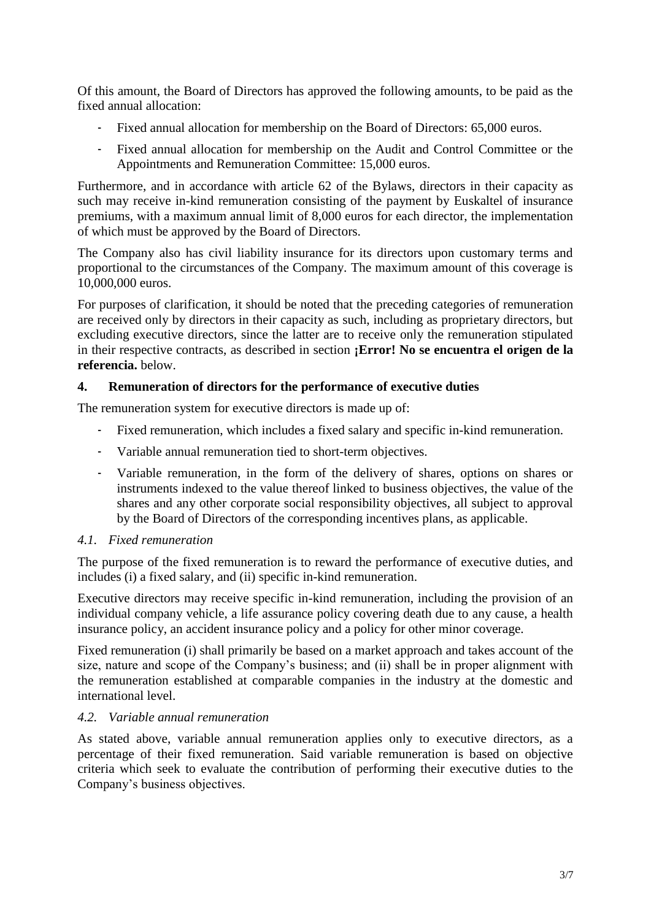Of this amount, the Board of Directors has approved the following amounts, to be paid as the fixed annual allocation:

- Fixed annual allocation for membership on the Board of Directors: 65,000 euros.
- Fixed annual allocation for membership on the Audit and Control Committee or the Appointments and Remuneration Committee: 15,000 euros.

Furthermore, and in accordance with article 62 of the Bylaws, directors in their capacity as such may receive in-kind remuneration consisting of the payment by Euskaltel of insurance premiums, with a maximum annual limit of 8,000 euros for each director, the implementation of which must be approved by the Board of Directors.

The Company also has civil liability insurance for its directors upon customary terms and proportional to the circumstances of the Company. The maximum amount of this coverage is 10,000,000 euros.

For purposes of clarification, it should be noted that the preceding categories of remuneration are received only by directors in their capacity as such, including as proprietary directors, but excluding executive directors, since the latter are to receive only the remuneration stipulated in their respective contracts, as described in section **¡Error! No se encuentra el origen de la referencia.** below.

## 4. Remuneration of directors for the performance of executive duties

The remuneration system for executive directors is made up of:

- Fixed remuneration, which includes a fixed salary and specific in-kind remuneration.
- Variable annual remuneration tied to short-term objectives.
- Variable remuneration, in the form of the delivery of shares, options on shares or instruments indexed to the value thereof linked to business objectives, the value of the shares and any other corporate social responsibility objectives, all subject to approval by the Board of Directors of the corresponding incentives plans, as applicable.

### *4.1. Fixed remuneration*

The purpose of the fixed remuneration is to reward the performance of executive duties, and includes (i) a fixed salary, and (ii) specific in-kind remuneration.

Executive directors may receive specific in-kind remuneration, including the provision of an individual company vehicle, a life assurance policy covering death due to any cause, a health insurance policy, an accident insurance policy and a policy for other minor coverage.

Fixed remuneration (i) shall primarily be based on a market approach and takes account of the size, nature and scope of the Company's business; and (ii) shall be in proper alignment with the remuneration established at comparable companies in the industry at the domestic and international level.

### *4.2. Variable annual remuneration*

As stated above, variable annual remuneration applies only to executive directors, as a percentage of their fixed remuneration. Said variable remuneration is based on objective criteria which seek to evaluate the contribution of performing their executive duties to the Company's business objectives.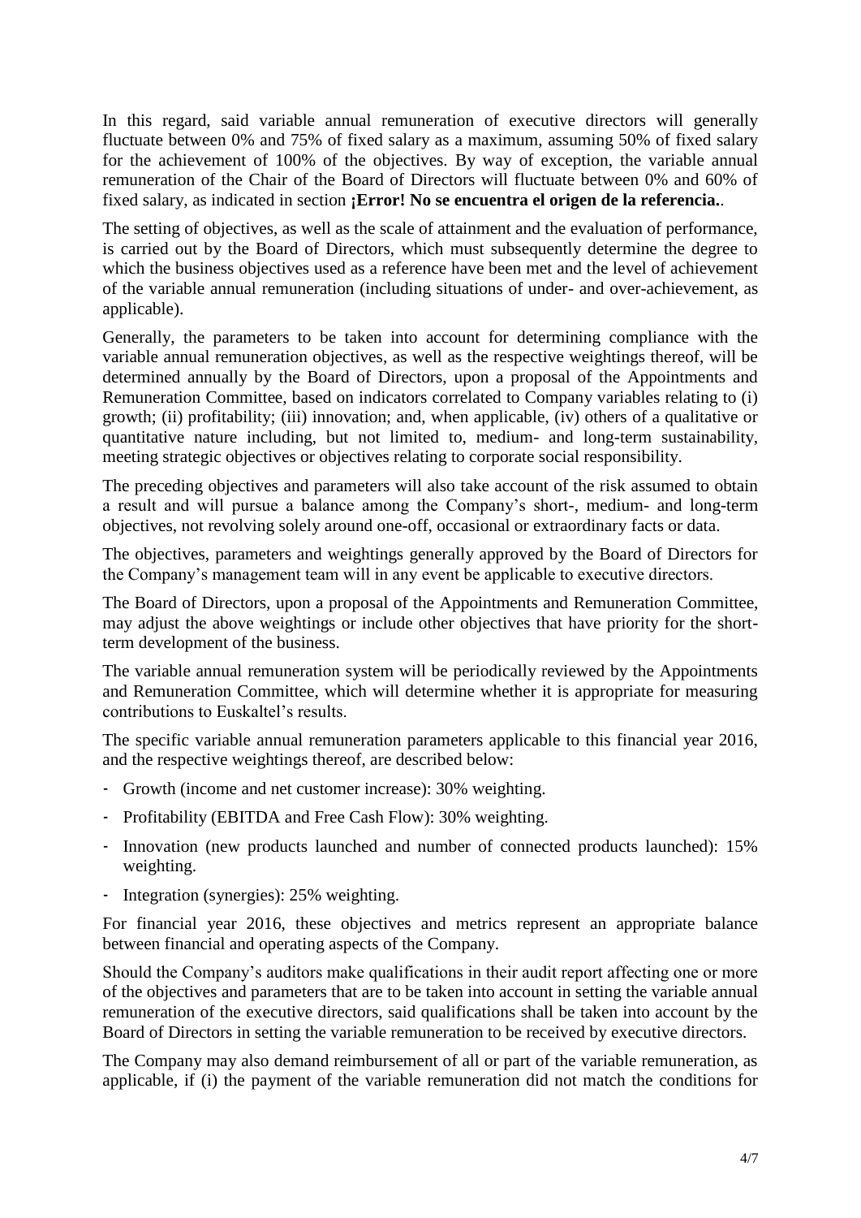In this regard, said variable annual remuneration of executive directors will generally fluctuate between 0% and 75% of fixed salary as a maximum, assuming 50% of fixed salary for the achievement of 100% of the objectives. By way of exception, the variable annual remuneration of the Chair of the Board of Directors will fluctuate between 0% and 60% of fixed salary, as indicated in section **¡Error! No se encuentra el origen de la referencia.**.

The setting of objectives, as well as the scale of attainment and the evaluation of performance, is carried out by the Board of Directors, which must subsequently determine the degree to which the business objectives used as a reference have been met and the level of achievement of the variable annual remuneration (including situations of under- and over-achievement, as applicable).

Generally, the parameters to be taken into account for determining compliance with the variable annual remuneration objectives, as well as the respective weightings thereof, will be determined annually by the Board of Directors, upon a proposal of the Appointments and Remuneration Committee, based on indicators correlated to Company variables relating to (i) growth; (ii) profitability; (iii) innovation; and, when applicable, (iv) others of a qualitative or quantitative nature including, but not limited to, medium- and long-term sustainability, meeting strategic objectives or objectives relating to corporate social responsibility.

The preceding objectives and parameters will also take account of the risk assumed to obtain a result and will pursue a balance among the Company's short-, medium- and long-term objectives, not revolving solely around one-off, occasional or extraordinary facts or data.

The objectives, parameters and weightings generally approved by the Board of Directors for the Company's management team will in any event be applicable to executive directors.

The Board of Directors, upon a proposal of the Appointments and Remuneration Committee, may adjust the above weightings or include other objectives that have priority for the short-term development of the business.

The variable annual remuneration system will be periodically reviewed by the Appointments and Remuneration Committee, which will determine whether it is appropriate for measuring contributions to Euskaltel's results.

The specific variable annual remuneration parameters applicable to this financial year 2016, and the respective weightings thereof, are described below:

- Growth (income and net customer increase): 30% weighting.
- Profitability (EBITDA and Free Cash Flow): 30% weighting.
- Innovation (new products launched and number of connected products launched): 15% weighting.
- Integration (synergies): 25% weighting.

For financial year 2016, these objectives and metrics represent an appropriate balance between financial and operating aspects of the Company.

Should the Company's auditors make qualifications in their audit report affecting one or more of the objectives and parameters that are to be taken into account in setting the variable annual remuneration of the executive directors, said qualifications shall be taken into account by the Board of Directors in setting the variable remuneration to be received by executive directors.

The Company may also demand reimbursement of all or part of the variable remuneration, as applicable, if (i) the payment of the variable remuneration did not match the conditions for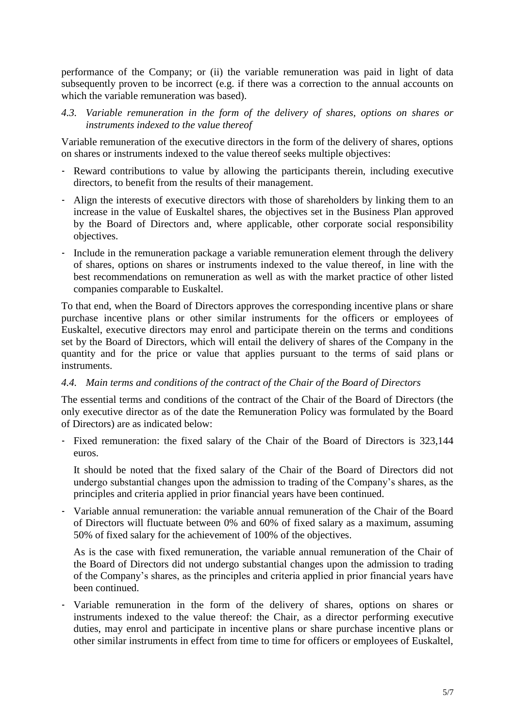performance of the Company; or (ii) the variable remuneration was paid in light of data subsequently proven to be incorrect (e.g. if there was a correction to the annual accounts on which the variable remuneration was based).

### *4.3. Variable remuneration in the form of the delivery of shares, options on shares or instruments indexed to the value thereof*

Variable remuneration of the executive directors in the form of the delivery of shares, options on shares or instruments indexed to the value thereof seeks multiple objectives:

- Reward contributions to value by allowing the participants therein, including executive directors, to benefit from the results of their management.
- Align the interests of executive directors with those of shareholders by linking them to an increase in the value of Euskaltel shares, the objectives set in the Business Plan approved by the Board of Directors and, where applicable, other corporate social responsibility objectives.
- Include in the remuneration package a variable remuneration element through the delivery of shares, options on shares or instruments indexed to the value thereof, in line with the best recommendations on remuneration as well as with the market practice of other listed companies comparable to Euskaltel.

To that end, when the Board of Directors approves the corresponding incentive plans or share purchase incentive plans or other similar instruments for the officers or employees of Euskaltel, executive directors may enrol and participate therein on the terms and conditions set by the Board of Directors, which will entail the delivery of shares of the Company in the quantity and for the price or value that applies pursuant to the terms of said plans or instruments.

### *4.4. Main terms and conditions of the contract of the Chair of the Board of Directors*

The essential terms and conditions of the contract of the Chair of the Board of Directors (the only executive director as of the date the Remuneration Policy was formulated by the Board of Directors) are as indicated below:

- Fixed remuneration: the fixed salary of the Chair of the Board of Directors is 323,144 euros.

  It should be noted that the fixed salary of the Chair of the Board of Directors did not undergo substantial changes upon the admission to trading of the Company's shares, as the principles and criteria applied in prior financial years have been continued.

- Variable annual remuneration: the variable annual remuneration of the Chair of the Board of Directors will fluctuate between 0% and 60% of fixed salary as a maximum, assuming 50% of fixed salary for the achievement of 100% of the objectives.

  As is the case with fixed remuneration, the variable annual remuneration of the Chair of the Board of Directors did not undergo substantial changes upon the admission to trading of the Company's shares, as the principles and criteria applied in prior financial years have been continued.

- Variable remuneration in the form of the delivery of shares, options on shares or instruments indexed to the value thereof: the Chair, as a director performing executive duties, may enrol and participate in incentive plans or share purchase incentive plans or other similar instruments in effect from time to time for officers or employees of Euskaltel,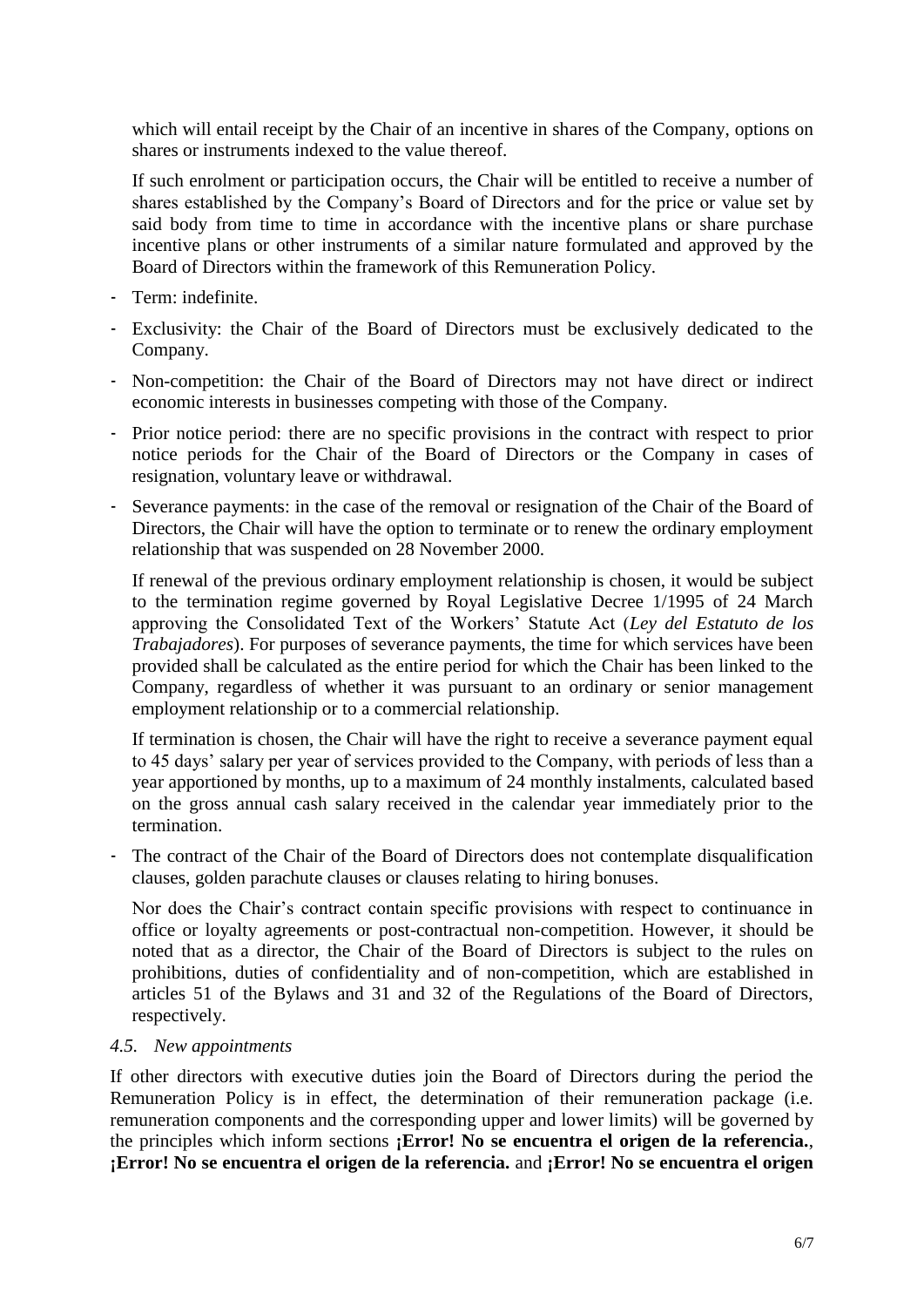which will entail receipt by the Chair of an incentive in shares of the Company, options on shares or instruments indexed to the value thereof.

If such enrolment or participation occurs, the Chair will be entitled to receive a number of shares established by the Company's Board of Directors and for the price or value set by said body from time to time in accordance with the incentive plans or share purchase incentive plans or other instruments of a similar nature formulated and approved by the Board of Directors within the framework of this Remuneration Policy.

- Term: indefinite.
- Exclusivity: the Chair of the Board of Directors must be exclusively dedicated to the Company.
- Non-competition: the Chair of the Board of Directors may not have direct or indirect economic interests in businesses competing with those of the Company.
- Prior notice period: there are no specific provisions in the contract with respect to prior notice periods for the Chair of the Board of Directors or the Company in cases of resignation, voluntary leave or withdrawal.
- Severance payments: in the case of the removal or resignation of the Chair of the Board of Directors, the Chair will have the option to terminate or to renew the ordinary employment relationship that was suspended on 28 November 2000.

  If renewal of the previous ordinary employment relationship is chosen, it would be subject to the termination regime governed by Royal Legislative Decree 1/1995 of 24 March approving the Consolidated Text of the Workers' Statute Act (*Ley del Estatuto de los Trabajadores*). For purposes of severance payments, the time for which services have been provided shall be calculated as the entire period for which the Chair has been linked to the Company, regardless of whether it was pursuant to an ordinary or senior management employment relationship or to a commercial relationship.

  If termination is chosen, the Chair will have the right to receive a severance payment equal to 45 days' salary per year of services provided to the Company, with periods of less than a year apportioned by months, up to a maximum of 24 monthly instalments, calculated based on the gross annual cash salary received in the calendar year immediately prior to the termination.

- The contract of the Chair of the Board of Directors does not contemplate disqualification clauses, golden parachute clauses or clauses relating to hiring bonuses.

  Nor does the Chair's contract contain specific provisions with respect to continuance in office or loyalty agreements or post-contractual non-competition. However, it should be noted that as a director, the Chair of the Board of Directors is subject to the rules on prohibitions, duties of confidentiality and of non-competition, which are established in articles 51 of the Bylaws and 31 and 32 of the Regulations of the Board of Directors, respectively.

### *4.5. New appointments*

If other directors with executive duties join the Board of Directors during the period the Remuneration Policy is in effect, the determination of their remuneration package (i.e. remuneration components and the corresponding upper and lower limits) will be governed by the principles which inform sections **¡Error! No se encuentra el origen de la referencia.**, **¡Error! No se encuentra el origen de la referencia.** and **¡Error! No se encuentra el origen**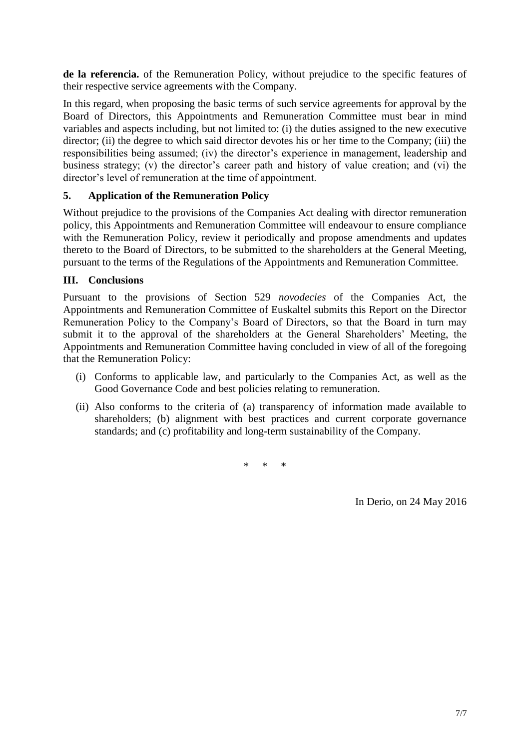**de la referencia.** of the Remuneration Policy, without prejudice to the specific features of their respective service agreements with the Company.

In this regard, when proposing the basic terms of such service agreements for approval by the Board of Directors, this Appointments and Remuneration Committee must bear in mind variables and aspects including, but not limited to: (i) the duties assigned to the new executive director; (ii) the degree to which said director devotes his or her time to the Company; (iii) the responsibilities being assumed; (iv) the director's experience in management, leadership and business strategy; (v) the director's career path and history of value creation; and (vi) the director's level of remuneration at the time of appointment.

### 5. Application of the Remuneration Policy

Without prejudice to the provisions of the Companies Act dealing with director remuneration policy, this Appointments and Remuneration Committee will endeavour to ensure compliance with the Remuneration Policy, review it periodically and propose amendments and updates thereto to the Board of Directors, to be submitted to the shareholders at the General Meeting, pursuant to the terms of the Regulations of the Appointments and Remuneration Committee.

## III. Conclusions

Pursuant to the provisions of Section 529 *novodecies* of the Companies Act, the Appointments and Remuneration Committee of Euskaltel submits this Report on the Director Remuneration Policy to the Company's Board of Directors, so that the Board in turn may submit it to the approval of the shareholders at the General Shareholders' Meeting, the Appointments and Remuneration Committee having concluded in view of all of the foregoing that the Remuneration Policy:

(i) Conforms to applicable law, and particularly to the Companies Act, as well as the Good Governance Code and best policies relating to remuneration.

(ii) Also conforms to the criteria of (a) transparency of information made available to shareholders; (b) alignment with best practices and current corporate governance standards; and (c) profitability and long-term sustainability of the Company.

\* \* \*

In Derio, on 24 May 2016